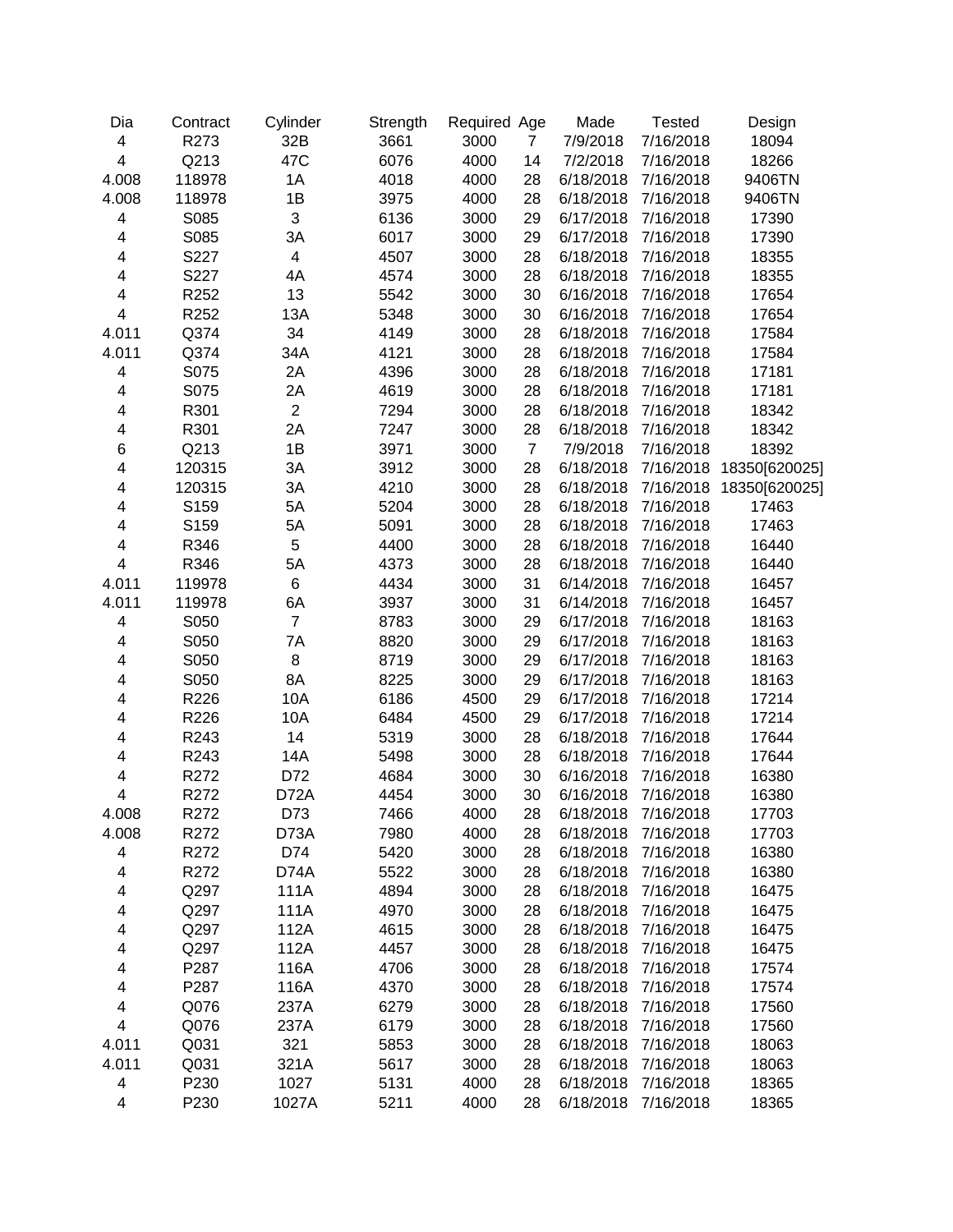| Dia | Contract | Cylinder | Strength | Required | Age | Made | Tested | Design |
|---|---|---|---|---|---|---|---|---|
| 4 | R273 | 32B | 3661 | 3000 | 7 | 7/9/2018 | 7/16/2018 | 18094 |
| 4 | Q213 | 47C | 6076 | 4000 | 14 | 7/2/2018 | 7/16/2018 | 18266 |
| 4.008 | 118978 | 1A | 4018 | 4000 | 28 | 6/18/2018 | 7/16/2018 | 9406TN |
| 4.008 | 118978 | 1B | 3975 | 4000 | 28 | 6/18/2018 | 7/16/2018 | 9406TN |
| 4 | S085 | 3 | 6136 | 3000 | 29 | 6/17/2018 | 7/16/2018 | 17390 |
| 4 | S085 | 3A | 6017 | 3000 | 29 | 6/17/2018 | 7/16/2018 | 17390 |
| 4 | S227 | 4 | 4507 | 3000 | 28 | 6/18/2018 | 7/16/2018 | 18355 |
| 4 | S227 | 4A | 4574 | 3000 | 28 | 6/18/2018 | 7/16/2018 | 18355 |
| 4 | R252 | 13 | 5542 | 3000 | 30 | 6/16/2018 | 7/16/2018 | 17654 |
| 4 | R252 | 13A | 5348 | 3000 | 30 | 6/16/2018 | 7/16/2018 | 17654 |
| 4.011 | Q374 | 34 | 4149 | 3000 | 28 | 6/18/2018 | 7/16/2018 | 17584 |
| 4.011 | Q374 | 34A | 4121 | 3000 | 28 | 6/18/2018 | 7/16/2018 | 17584 |
| 4 | S075 | 2A | 4396 | 3000 | 28 | 6/18/2018 | 7/16/2018 | 17181 |
| 4 | S075 | 2A | 4619 | 3000 | 28 | 6/18/2018 | 7/16/2018 | 17181 |
| 4 | R301 | 2 | 7294 | 3000 | 28 | 6/18/2018 | 7/16/2018 | 18342 |
| 4 | R301 | 2A | 7247 | 3000 | 28 | 6/18/2018 | 7/16/2018 | 18342 |
| 6 | Q213 | 1B | 3971 | 3000 | 7 | 7/9/2018 | 7/16/2018 | 18392 |
| 4 | 120315 | 3A | 3912 | 3000 | 28 | 6/18/2018 | 7/16/2018 | 18350[620025] |
| 4 | 120315 | 3A | 4210 | 3000 | 28 | 6/18/2018 | 7/16/2018 | 18350[620025] |
| 4 | S159 | 5A | 5204 | 3000 | 28 | 6/18/2018 | 7/16/2018 | 17463 |
| 4 | S159 | 5A | 5091 | 3000 | 28 | 6/18/2018 | 7/16/2018 | 17463 |
| 4 | R346 | 5 | 4400 | 3000 | 28 | 6/18/2018 | 7/16/2018 | 16440 |
| 4 | R346 | 5A | 4373 | 3000 | 28 | 6/18/2018 | 7/16/2018 | 16440 |
| 4.011 | 119978 | 6 | 4434 | 3000 | 31 | 6/14/2018 | 7/16/2018 | 16457 |
| 4.011 | 119978 | 6A | 3937 | 3000 | 31 | 6/14/2018 | 7/16/2018 | 16457 |
| 4 | S050 | 7 | 8783 | 3000 | 29 | 6/17/2018 | 7/16/2018 | 18163 |
| 4 | S050 | 7A | 8820 | 3000 | 29 | 6/17/2018 | 7/16/2018 | 18163 |
| 4 | S050 | 8 | 8719 | 3000 | 29 | 6/17/2018 | 7/16/2018 | 18163 |
| 4 | S050 | 8A | 8225 | 3000 | 29 | 6/17/2018 | 7/16/2018 | 18163 |
| 4 | R226 | 10A | 6186 | 4500 | 29 | 6/17/2018 | 7/16/2018 | 17214 |
| 4 | R226 | 10A | 6484 | 4500 | 29 | 6/17/2018 | 7/16/2018 | 17214 |
| 4 | R243 | 14 | 5319 | 3000 | 28 | 6/18/2018 | 7/16/2018 | 17644 |
| 4 | R243 | 14A | 5498 | 3000 | 28 | 6/18/2018 | 7/16/2018 | 17644 |
| 4 | R272 | D72 | 4684 | 3000 | 30 | 6/16/2018 | 7/16/2018 | 16380 |
| 4 | R272 | D72A | 4454 | 3000 | 30 | 6/16/2018 | 7/16/2018 | 16380 |
| 4.008 | R272 | D73 | 7466 | 4000 | 28 | 6/18/2018 | 7/16/2018 | 17703 |
| 4.008 | R272 | D73A | 7980 | 4000 | 28 | 6/18/2018 | 7/16/2018 | 17703 |
| 4 | R272 | D74 | 5420 | 3000 | 28 | 6/18/2018 | 7/16/2018 | 16380 |
| 4 | R272 | D74A | 5522 | 3000 | 28 | 6/18/2018 | 7/16/2018 | 16380 |
| 4 | Q297 | 111A | 4894 | 3000 | 28 | 6/18/2018 | 7/16/2018 | 16475 |
| 4 | Q297 | 111A | 4970 | 3000 | 28 | 6/18/2018 | 7/16/2018 | 16475 |
| 4 | Q297 | 112A | 4615 | 3000 | 28 | 6/18/2018 | 7/16/2018 | 16475 |
| 4 | Q297 | 112A | 4457 | 3000 | 28 | 6/18/2018 | 7/16/2018 | 16475 |
| 4 | P287 | 116A | 4706 | 3000 | 28 | 6/18/2018 | 7/16/2018 | 17574 |
| 4 | P287 | 116A | 4370 | 3000 | 28 | 6/18/2018 | 7/16/2018 | 17574 |
| 4 | Q076 | 237A | 6279 | 3000 | 28 | 6/18/2018 | 7/16/2018 | 17560 |
| 4 | Q076 | 237A | 6179 | 3000 | 28 | 6/18/2018 | 7/16/2018 | 17560 |
| 4.011 | Q031 | 321 | 5853 | 3000 | 28 | 6/18/2018 | 7/16/2018 | 18063 |
| 4.011 | Q031 | 321A | 5617 | 3000 | 28 | 6/18/2018 | 7/16/2018 | 18063 |
| 4 | P230 | 1027 | 5131 | 4000 | 28 | 6/18/2018 | 7/16/2018 | 18365 |
| 4 | P230 | 1027A | 5211 | 4000 | 28 | 6/18/2018 | 7/16/2018 | 18365 |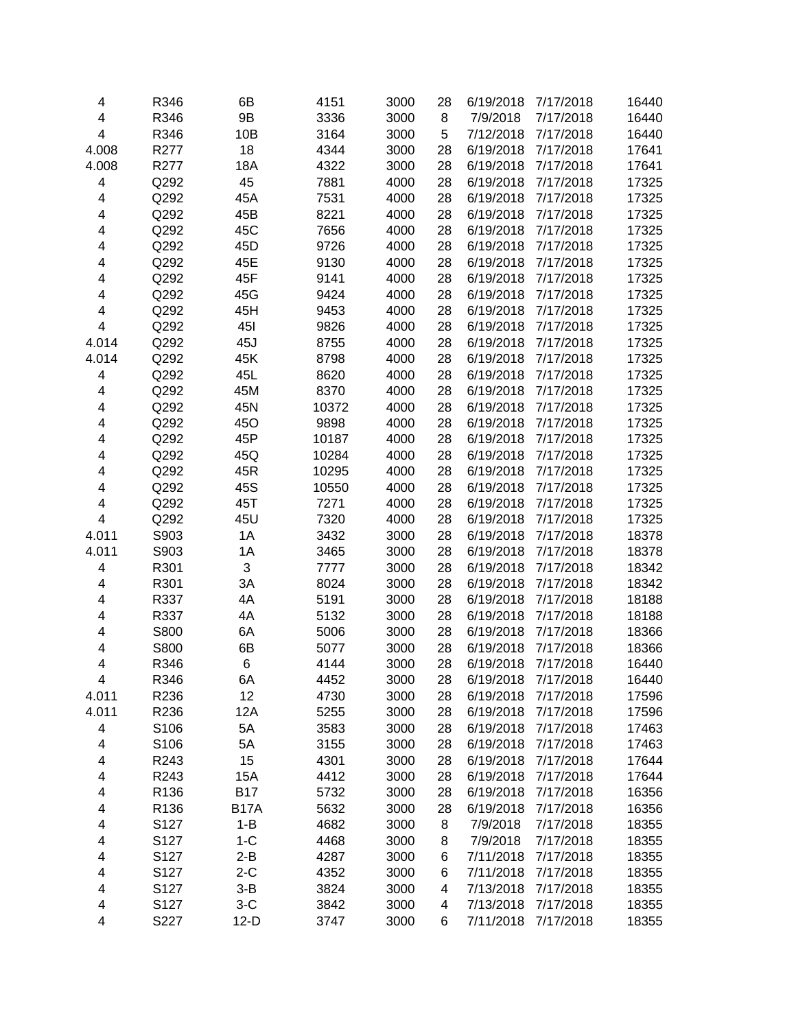| | | | | | | | | |
|---|---|---|---|---|---|---|---|---|
| 4 | R346 | 6B | 4151 | 3000 | 28 | 6/19/2018 | 7/17/2018 | 16440 |
| 4 | R346 | 9B | 3336 | 3000 | 8 | 7/9/2018 | 7/17/2018 | 16440 |
| 4 | R346 | 10B | 3164 | 3000 | 5 | 7/12/2018 | 7/17/2018 | 16440 |
| 4.008 | R277 | 18 | 4344 | 3000 | 28 | 6/19/2018 | 7/17/2018 | 17641 |
| 4.008 | R277 | 18A | 4322 | 3000 | 28 | 6/19/2018 | 7/17/2018 | 17641 |
| 4 | Q292 | 45 | 7881 | 4000 | 28 | 6/19/2018 | 7/17/2018 | 17325 |
| 4 | Q292 | 45A | 7531 | 4000 | 28 | 6/19/2018 | 7/17/2018 | 17325 |
| 4 | Q292 | 45B | 8221 | 4000 | 28 | 6/19/2018 | 7/17/2018 | 17325 |
| 4 | Q292 | 45C | 7656 | 4000 | 28 | 6/19/2018 | 7/17/2018 | 17325 |
| 4 | Q292 | 45D | 9726 | 4000 | 28 | 6/19/2018 | 7/17/2018 | 17325 |
| 4 | Q292 | 45E | 9130 | 4000 | 28 | 6/19/2018 | 7/17/2018 | 17325 |
| 4 | Q292 | 45F | 9141 | 4000 | 28 | 6/19/2018 | 7/17/2018 | 17325 |
| 4 | Q292 | 45G | 9424 | 4000 | 28 | 6/19/2018 | 7/17/2018 | 17325 |
| 4 | Q292 | 45H | 9453 | 4000 | 28 | 6/19/2018 | 7/17/2018 | 17325 |
| 4 | Q292 | 45I | 9826 | 4000 | 28 | 6/19/2018 | 7/17/2018 | 17325 |
| 4.014 | Q292 | 45J | 8755 | 4000 | 28 | 6/19/2018 | 7/17/2018 | 17325 |
| 4.014 | Q292 | 45K | 8798 | 4000 | 28 | 6/19/2018 | 7/17/2018 | 17325 |
| 4 | Q292 | 45L | 8620 | 4000 | 28 | 6/19/2018 | 7/17/2018 | 17325 |
| 4 | Q292 | 45M | 8370 | 4000 | 28 | 6/19/2018 | 7/17/2018 | 17325 |
| 4 | Q292 | 45N | 10372 | 4000 | 28 | 6/19/2018 | 7/17/2018 | 17325 |
| 4 | Q292 | 45O | 9898 | 4000 | 28 | 6/19/2018 | 7/17/2018 | 17325 |
| 4 | Q292 | 45P | 10187 | 4000 | 28 | 6/19/2018 | 7/17/2018 | 17325 |
| 4 | Q292 | 45Q | 10284 | 4000 | 28 | 6/19/2018 | 7/17/2018 | 17325 |
| 4 | Q292 | 45R | 10295 | 4000 | 28 | 6/19/2018 | 7/17/2018 | 17325 |
| 4 | Q292 | 45S | 10550 | 4000 | 28 | 6/19/2018 | 7/17/2018 | 17325 |
| 4 | Q292 | 45T | 7271 | 4000 | 28 | 6/19/2018 | 7/17/2018 | 17325 |
| 4 | Q292 | 45U | 7320 | 4000 | 28 | 6/19/2018 | 7/17/2018 | 17325 |
| 4.011 | S903 | 1A | 3432 | 3000 | 28 | 6/19/2018 | 7/17/2018 | 18378 |
| 4.011 | S903 | 1A | 3465 | 3000 | 28 | 6/19/2018 | 7/17/2018 | 18378 |
| 4 | R301 | 3 | 7777 | 3000 | 28 | 6/19/2018 | 7/17/2018 | 18342 |
| 4 | R301 | 3A | 8024 | 3000 | 28 | 6/19/2018 | 7/17/2018 | 18342 |
| 4 | R337 | 4A | 5191 | 3000 | 28 | 6/19/2018 | 7/17/2018 | 18188 |
| 4 | R337 | 4A | 5132 | 3000 | 28 | 6/19/2018 | 7/17/2018 | 18188 |
| 4 | S800 | 6A | 5006 | 3000 | 28 | 6/19/2018 | 7/17/2018 | 18366 |
| 4 | S800 | 6B | 5077 | 3000 | 28 | 6/19/2018 | 7/17/2018 | 18366 |
| 4 | R346 | 6 | 4144 | 3000 | 28 | 6/19/2018 | 7/17/2018 | 16440 |
| 4 | R346 | 6A | 4452 | 3000 | 28 | 6/19/2018 | 7/17/2018 | 16440 |
| 4.011 | R236 | 12 | 4730 | 3000 | 28 | 6/19/2018 | 7/17/2018 | 17596 |
| 4.011 | R236 | 12A | 5255 | 3000 | 28 | 6/19/2018 | 7/17/2018 | 17596 |
| 4 | S106 | 5A | 3583 | 3000 | 28 | 6/19/2018 | 7/17/2018 | 17463 |
| 4 | S106 | 5A | 3155 | 3000 | 28 | 6/19/2018 | 7/17/2018 | 17463 |
| 4 | R243 | 15 | 4301 | 3000 | 28 | 6/19/2018 | 7/17/2018 | 17644 |
| 4 | R243 | 15A | 4412 | 3000 | 28 | 6/19/2018 | 7/17/2018 | 17644 |
| 4 | R136 | B17 | 5732 | 3000 | 28 | 6/19/2018 | 7/17/2018 | 16356 |
| 4 | R136 | B17A | 5632 | 3000 | 28 | 6/19/2018 | 7/17/2018 | 16356 |
| 4 | S127 | 1-B | 4682 | 3000 | 8 | 7/9/2018 | 7/17/2018 | 18355 |
| 4 | S127 | 1-C | 4468 | 3000 | 8 | 7/9/2018 | 7/17/2018 | 18355 |
| 4 | S127 | 2-B | 4287 | 3000 | 6 | 7/11/2018 | 7/17/2018 | 18355 |
| 4 | S127 | 2-C | 4352 | 3000 | 6 | 7/11/2018 | 7/17/2018 | 18355 |
| 4 | S127 | 3-B | 3824 | 3000 | 4 | 7/13/2018 | 7/17/2018 | 18355 |
| 4 | S127 | 3-C | 3842 | 3000 | 4 | 7/13/2018 | 7/17/2018 | 18355 |
| 4 | S227 | 12-D | 3747 | 3000 | 6 | 7/11/2018 | 7/17/2018 | 18355 |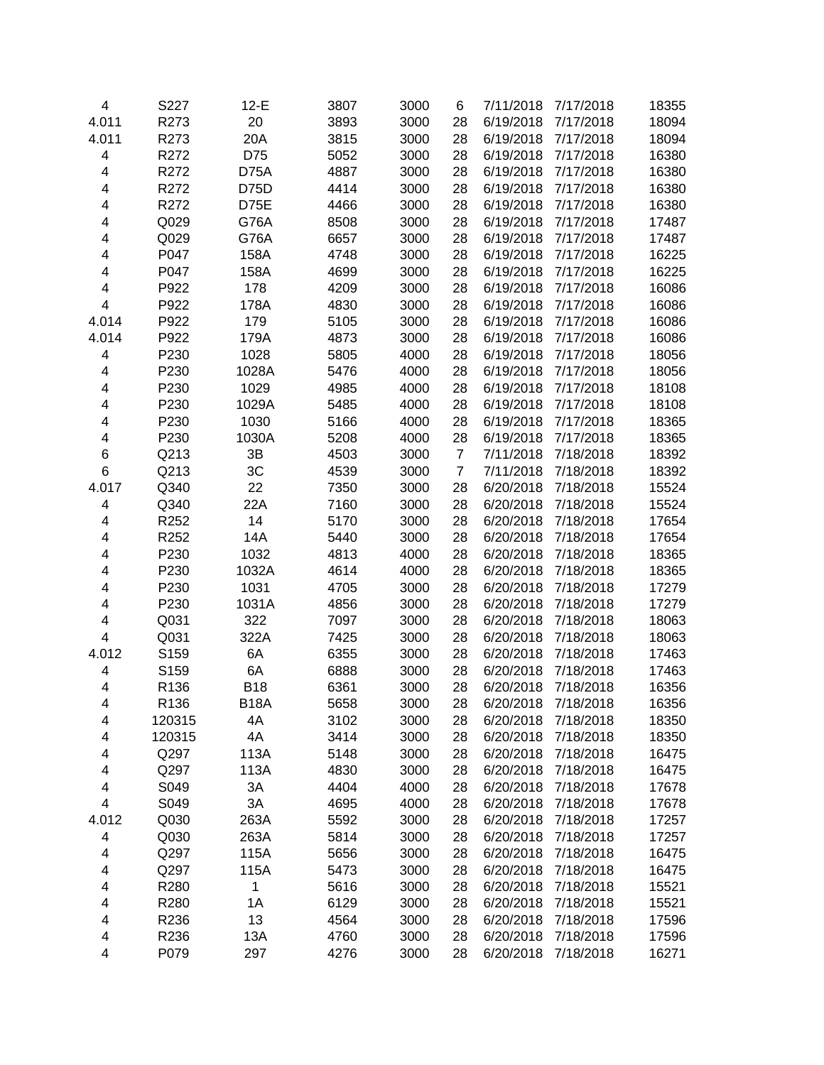| | | | | | | | | |
|---|---|---|---|---|---|---|---|---|
| 4 | S227 | 12-E | 3807 | 3000 | 6 | 7/11/2018 | 7/17/2018 | 18355 |
| 4.011 | R273 | 20 | 3893 | 3000 | 28 | 6/19/2018 | 7/17/2018 | 18094 |
| 4.011 | R273 | 20A | 3815 | 3000 | 28 | 6/19/2018 | 7/17/2018 | 18094 |
| 4 | R272 | D75 | 5052 | 3000 | 28 | 6/19/2018 | 7/17/2018 | 16380 |
| 4 | R272 | D75A | 4887 | 3000 | 28 | 6/19/2018 | 7/17/2018 | 16380 |
| 4 | R272 | D75D | 4414 | 3000 | 28 | 6/19/2018 | 7/17/2018 | 16380 |
| 4 | R272 | D75E | 4466 | 3000 | 28 | 6/19/2018 | 7/17/2018 | 16380 |
| 4 | Q029 | G76A | 8508 | 3000 | 28 | 6/19/2018 | 7/17/2018 | 17487 |
| 4 | Q029 | G76A | 6657 | 3000 | 28 | 6/19/2018 | 7/17/2018 | 17487 |
| 4 | P047 | 158A | 4748 | 3000 | 28 | 6/19/2018 | 7/17/2018 | 16225 |
| 4 | P047 | 158A | 4699 | 3000 | 28 | 6/19/2018 | 7/17/2018 | 16225 |
| 4 | P922 | 178 | 4209 | 3000 | 28 | 6/19/2018 | 7/17/2018 | 16086 |
| 4 | P922 | 178A | 4830 | 3000 | 28 | 6/19/2018 | 7/17/2018 | 16086 |
| 4.014 | P922 | 179 | 5105 | 3000 | 28 | 6/19/2018 | 7/17/2018 | 16086 |
| 4.014 | P922 | 179A | 4873 | 3000 | 28 | 6/19/2018 | 7/17/2018 | 16086 |
| 4 | P230 | 1028 | 5805 | 4000 | 28 | 6/19/2018 | 7/17/2018 | 18056 |
| 4 | P230 | 1028A | 5476 | 4000 | 28 | 6/19/2018 | 7/17/2018 | 18056 |
| 4 | P230 | 1029 | 4985 | 4000 | 28 | 6/19/2018 | 7/17/2018 | 18108 |
| 4 | P230 | 1029A | 5485 | 4000 | 28 | 6/19/2018 | 7/17/2018 | 18108 |
| 4 | P230 | 1030 | 5166 | 4000 | 28 | 6/19/2018 | 7/17/2018 | 18365 |
| 4 | P230 | 1030A | 5208 | 4000 | 28 | 6/19/2018 | 7/17/2018 | 18365 |
| 6 | Q213 | 3B | 4503 | 3000 | 7 | 7/11/2018 | 7/18/2018 | 18392 |
| 6 | Q213 | 3C | 4539 | 3000 | 7 | 7/11/2018 | 7/18/2018 | 18392 |
| 4.017 | Q340 | 22 | 7350 | 3000 | 28 | 6/20/2018 | 7/18/2018 | 15524 |
| 4 | Q340 | 22A | 7160 | 3000 | 28 | 6/20/2018 | 7/18/2018 | 15524 |
| 4 | R252 | 14 | 5170 | 3000 | 28 | 6/20/2018 | 7/18/2018 | 17654 |
| 4 | R252 | 14A | 5440 | 3000 | 28 | 6/20/2018 | 7/18/2018 | 17654 |
| 4 | P230 | 1032 | 4813 | 4000 | 28 | 6/20/2018 | 7/18/2018 | 18365 |
| 4 | P230 | 1032A | 4614 | 4000 | 28 | 6/20/2018 | 7/18/2018 | 18365 |
| 4 | P230 | 1031 | 4705 | 3000 | 28 | 6/20/2018 | 7/18/2018 | 17279 |
| 4 | P230 | 1031A | 4856 | 3000 | 28 | 6/20/2018 | 7/18/2018 | 17279 |
| 4 | Q031 | 322 | 7097 | 3000 | 28 | 6/20/2018 | 7/18/2018 | 18063 |
| 4 | Q031 | 322A | 7425 | 3000 | 28 | 6/20/2018 | 7/18/2018 | 18063 |
| 4.012 | S159 | 6A | 6355 | 3000 | 28 | 6/20/2018 | 7/18/2018 | 17463 |
| 4 | S159 | 6A | 6888 | 3000 | 28 | 6/20/2018 | 7/18/2018 | 17463 |
| 4 | R136 | B18 | 6361 | 3000 | 28 | 6/20/2018 | 7/18/2018 | 16356 |
| 4 | R136 | B18A | 5658 | 3000 | 28 | 6/20/2018 | 7/18/2018 | 16356 |
| 4 | 120315 | 4A | 3102 | 3000 | 28 | 6/20/2018 | 7/18/2018 | 18350 |
| 4 | 120315 | 4A | 3414 | 3000 | 28 | 6/20/2018 | 7/18/2018 | 18350 |
| 4 | Q297 | 113A | 5148 | 3000 | 28 | 6/20/2018 | 7/18/2018 | 16475 |
| 4 | Q297 | 113A | 4830 | 3000 | 28 | 6/20/2018 | 7/18/2018 | 16475 |
| 4 | S049 | 3A | 4404 | 4000 | 28 | 6/20/2018 | 7/18/2018 | 17678 |
| 4 | S049 | 3A | 4695 | 4000 | 28 | 6/20/2018 | 7/18/2018 | 17678 |
| 4.012 | Q030 | 263A | 5592 | 3000 | 28 | 6/20/2018 | 7/18/2018 | 17257 |
| 4 | Q030 | 263A | 5814 | 3000 | 28 | 6/20/2018 | 7/18/2018 | 17257 |
| 4 | Q297 | 115A | 5656 | 3000 | 28 | 6/20/2018 | 7/18/2018 | 16475 |
| 4 | Q297 | 115A | 5473 | 3000 | 28 | 6/20/2018 | 7/18/2018 | 16475 |
| 4 | R280 | 1 | 5616 | 3000 | 28 | 6/20/2018 | 7/18/2018 | 15521 |
| 4 | R280 | 1A | 6129 | 3000 | 28 | 6/20/2018 | 7/18/2018 | 15521 |
| 4 | R236 | 13 | 4564 | 3000 | 28 | 6/20/2018 | 7/18/2018 | 17596 |
| 4 | R236 | 13A | 4760 | 3000 | 28 | 6/20/2018 | 7/18/2018 | 17596 |
| 4 | P079 | 297 | 4276 | 3000 | 28 | 6/20/2018 | 7/18/2018 | 16271 |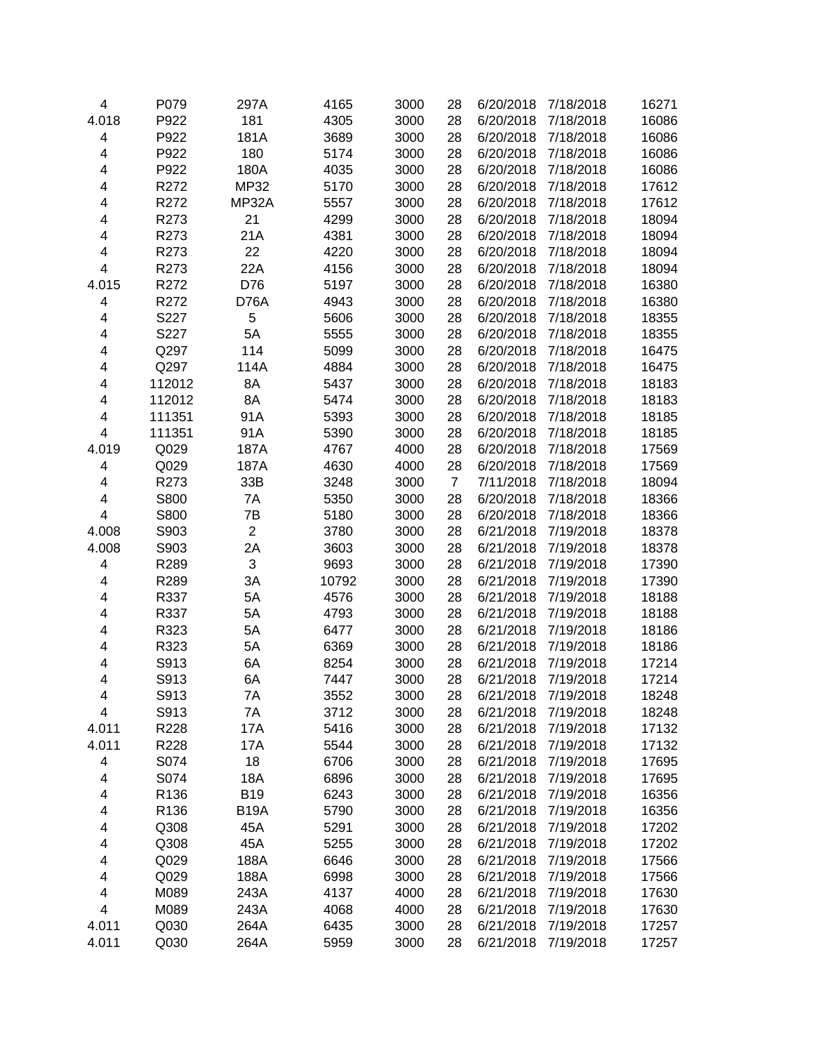| | | | | | | | | |
|---|---|---|---|---|---|---|---|---|
| 4 | P079 | 297A | 4165 | 3000 | 28 | 6/20/2018 | 7/18/2018 | 16271 |
| 4.018 | P922 | 181 | 4305 | 3000 | 28 | 6/20/2018 | 7/18/2018 | 16086 |
| 4 | P922 | 181A | 3689 | 3000 | 28 | 6/20/2018 | 7/18/2018 | 16086 |
| 4 | P922 | 180 | 5174 | 3000 | 28 | 6/20/2018 | 7/18/2018 | 16086 |
| 4 | P922 | 180A | 4035 | 3000 | 28 | 6/20/2018 | 7/18/2018 | 16086 |
| 4 | R272 | MP32 | 5170 | 3000 | 28 | 6/20/2018 | 7/18/2018 | 17612 |
| 4 | R272 | MP32A | 5557 | 3000 | 28 | 6/20/2018 | 7/18/2018 | 17612 |
| 4 | R273 | 21 | 4299 | 3000 | 28 | 6/20/2018 | 7/18/2018 | 18094 |
| 4 | R273 | 21A | 4381 | 3000 | 28 | 6/20/2018 | 7/18/2018 | 18094 |
| 4 | R273 | 22 | 4220 | 3000 | 28 | 6/20/2018 | 7/18/2018 | 18094 |
| 4 | R273 | 22A | 4156 | 3000 | 28 | 6/20/2018 | 7/18/2018 | 18094 |
| 4.015 | R272 | D76 | 5197 | 3000 | 28 | 6/20/2018 | 7/18/2018 | 16380 |
| 4 | R272 | D76A | 4943 | 3000 | 28 | 6/20/2018 | 7/18/2018 | 16380 |
| 4 | S227 | 5 | 5606 | 3000 | 28 | 6/20/2018 | 7/18/2018 | 18355 |
| 4 | S227 | 5A | 5555 | 3000 | 28 | 6/20/2018 | 7/18/2018 | 18355 |
| 4 | Q297 | 114 | 5099 | 3000 | 28 | 6/20/2018 | 7/18/2018 | 16475 |
| 4 | Q297 | 114A | 4884 | 3000 | 28 | 6/20/2018 | 7/18/2018 | 16475 |
| 4 | 112012 | 8A | 5437 | 3000 | 28 | 6/20/2018 | 7/18/2018 | 18183 |
| 4 | 112012 | 8A | 5474 | 3000 | 28 | 6/20/2018 | 7/18/2018 | 18183 |
| 4 | 111351 | 91A | 5393 | 3000 | 28 | 6/20/2018 | 7/18/2018 | 18185 |
| 4 | 111351 | 91A | 5390 | 3000 | 28 | 6/20/2018 | 7/18/2018 | 18185 |
| 4.019 | Q029 | 187A | 4767 | 4000 | 28 | 6/20/2018 | 7/18/2018 | 17569 |
| 4 | Q029 | 187A | 4630 | 4000 | 28 | 6/20/2018 | 7/18/2018 | 17569 |
| 4 | R273 | 33B | 3248 | 3000 | 7 | 7/11/2018 | 7/18/2018 | 18094 |
| 4 | S800 | 7A | 5350 | 3000 | 28 | 6/20/2018 | 7/18/2018 | 18366 |
| 4 | S800 | 7B | 5180 | 3000 | 28 | 6/20/2018 | 7/18/2018 | 18366 |
| 4.008 | S903 | 2 | 3780 | 3000 | 28 | 6/21/2018 | 7/19/2018 | 18378 |
| 4.008 | S903 | 2A | 3603 | 3000 | 28 | 6/21/2018 | 7/19/2018 | 18378 |
| 4 | R289 | 3 | 9693 | 3000 | 28 | 6/21/2018 | 7/19/2018 | 17390 |
| 4 | R289 | 3A | 10792 | 3000 | 28 | 6/21/2018 | 7/19/2018 | 17390 |
| 4 | R337 | 5A | 4576 | 3000 | 28 | 6/21/2018 | 7/19/2018 | 18188 |
| 4 | R337 | 5A | 4793 | 3000 | 28 | 6/21/2018 | 7/19/2018 | 18188 |
| 4 | R323 | 5A | 6477 | 3000 | 28 | 6/21/2018 | 7/19/2018 | 18186 |
| 4 | R323 | 5A | 6369 | 3000 | 28 | 6/21/2018 | 7/19/2018 | 18186 |
| 4 | S913 | 6A | 8254 | 3000 | 28 | 6/21/2018 | 7/19/2018 | 17214 |
| 4 | S913 | 6A | 7447 | 3000 | 28 | 6/21/2018 | 7/19/2018 | 17214 |
| 4 | S913 | 7A | 3552 | 3000 | 28 | 6/21/2018 | 7/19/2018 | 18248 |
| 4 | S913 | 7A | 3712 | 3000 | 28 | 6/21/2018 | 7/19/2018 | 18248 |
| 4.011 | R228 | 17A | 5416 | 3000 | 28 | 6/21/2018 | 7/19/2018 | 17132 |
| 4.011 | R228 | 17A | 5544 | 3000 | 28 | 6/21/2018 | 7/19/2018 | 17132 |
| 4 | S074 | 18 | 6706 | 3000 | 28 | 6/21/2018 | 7/19/2018 | 17695 |
| 4 | S074 | 18A | 6896 | 3000 | 28 | 6/21/2018 | 7/19/2018 | 17695 |
| 4 | R136 | B19 | 6243 | 3000 | 28 | 6/21/2018 | 7/19/2018 | 16356 |
| 4 | R136 | B19A | 5790 | 3000 | 28 | 6/21/2018 | 7/19/2018 | 16356 |
| 4 | Q308 | 45A | 5291 | 3000 | 28 | 6/21/2018 | 7/19/2018 | 17202 |
| 4 | Q308 | 45A | 5255 | 3000 | 28 | 6/21/2018 | 7/19/2018 | 17202 |
| 4 | Q029 | 188A | 6646 | 3000 | 28 | 6/21/2018 | 7/19/2018 | 17566 |
| 4 | Q029 | 188A | 6998 | 3000 | 28 | 6/21/2018 | 7/19/2018 | 17566 |
| 4 | M089 | 243A | 4137 | 4000 | 28 | 6/21/2018 | 7/19/2018 | 17630 |
| 4 | M089 | 243A | 4068 | 4000 | 28 | 6/21/2018 | 7/19/2018 | 17630 |
| 4.011 | Q030 | 264A | 6435 | 3000 | 28 | 6/21/2018 | 7/19/2018 | 17257 |
| 4.011 | Q030 | 264A | 5959 | 3000 | 28 | 6/21/2018 | 7/19/2018 | 17257 |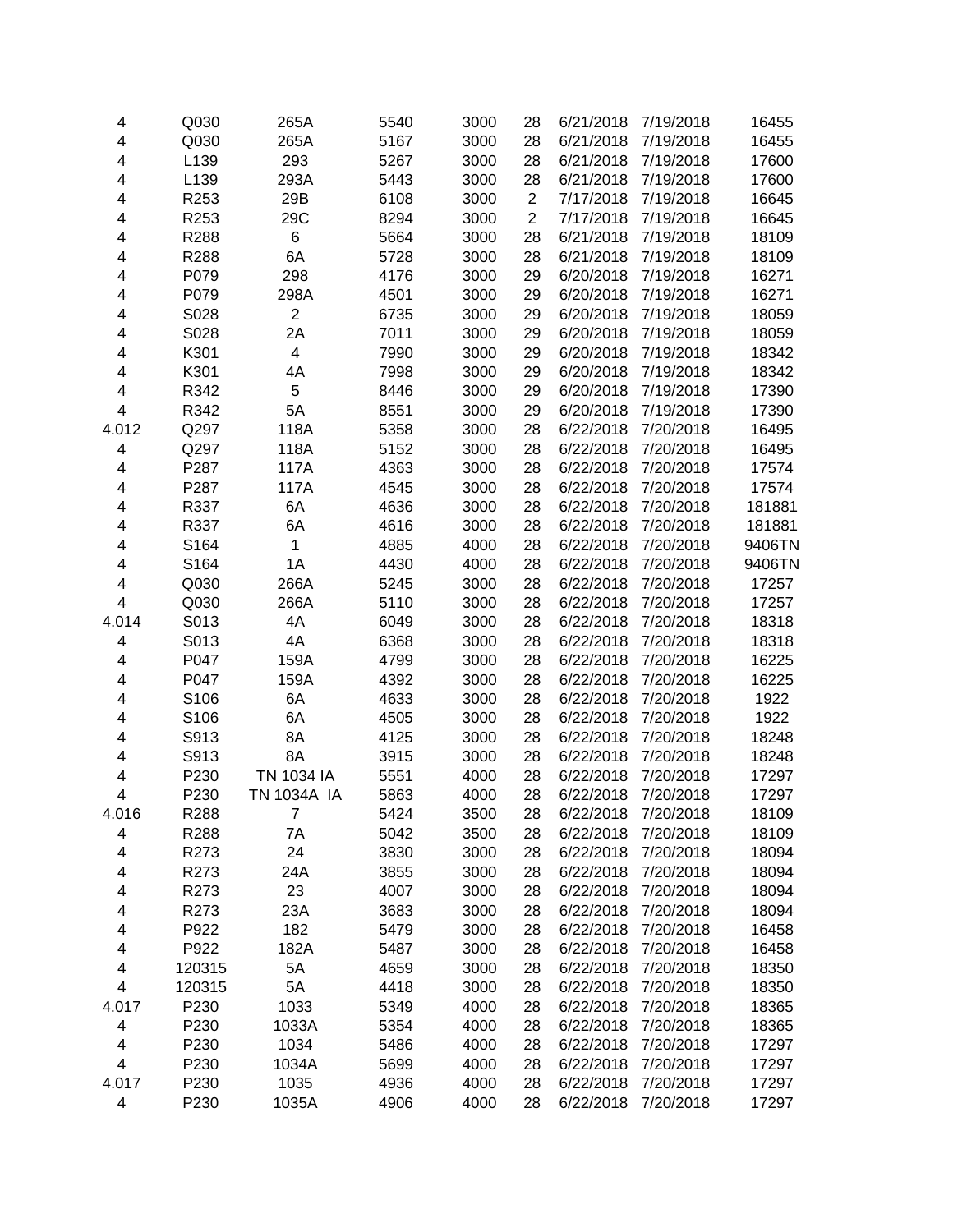| | | | | | | | | |
|---|---|---|---|---|---|---|---|---|
| 4 | Q030 | 265A | 5540 | 3000 | 28 | 6/21/2018 | 7/19/2018 | 16455 |
| 4 | Q030 | 265A | 5167 | 3000 | 28 | 6/21/2018 | 7/19/2018 | 16455 |
| 4 | L139 | 293 | 5267 | 3000 | 28 | 6/21/2018 | 7/19/2018 | 17600 |
| 4 | L139 | 293A | 5443 | 3000 | 28 | 6/21/2018 | 7/19/2018 | 17600 |
| 4 | R253 | 29B | 6108 | 3000 | 2 | 7/17/2018 | 7/19/2018 | 16645 |
| 4 | R253 | 29C | 8294 | 3000 | 2 | 7/17/2018 | 7/19/2018 | 16645 |
| 4 | R288 | 6 | 5664 | 3000 | 28 | 6/21/2018 | 7/19/2018 | 18109 |
| 4 | R288 | 6A | 5728 | 3000 | 28 | 6/21/2018 | 7/19/2018 | 18109 |
| 4 | P079 | 298 | 4176 | 3000 | 29 | 6/20/2018 | 7/19/2018 | 16271 |
| 4 | P079 | 298A | 4501 | 3000 | 29 | 6/20/2018 | 7/19/2018 | 16271 |
| 4 | S028 | 2 | 6735 | 3000 | 29 | 6/20/2018 | 7/19/2018 | 18059 |
| 4 | S028 | 2A | 7011 | 3000 | 29 | 6/20/2018 | 7/19/2018 | 18059 |
| 4 | K301 | 4 | 7990 | 3000 | 29 | 6/20/2018 | 7/19/2018 | 18342 |
| 4 | K301 | 4A | 7998 | 3000 | 29 | 6/20/2018 | 7/19/2018 | 18342 |
| 4 | R342 | 5 | 8446 | 3000 | 29 | 6/20/2018 | 7/19/2018 | 17390 |
| 4 | R342 | 5A | 8551 | 3000 | 29 | 6/20/2018 | 7/19/2018 | 17390 |
| 4.012 | Q297 | 118A | 5358 | 3000 | 28 | 6/22/2018 | 7/20/2018 | 16495 |
| 4 | Q297 | 118A | 5152 | 3000 | 28 | 6/22/2018 | 7/20/2018 | 16495 |
| 4 | P287 | 117A | 4363 | 3000 | 28 | 6/22/2018 | 7/20/2018 | 17574 |
| 4 | P287 | 117A | 4545 | 3000 | 28 | 6/22/2018 | 7/20/2018 | 17574 |
| 4 | R337 | 6A | 4636 | 3000 | 28 | 6/22/2018 | 7/20/2018 | 181881 |
| 4 | R337 | 6A | 4616 | 3000 | 28 | 6/22/2018 | 7/20/2018 | 181881 |
| 4 | S164 | 1 | 4885 | 4000 | 28 | 6/22/2018 | 7/20/2018 | 9406TN |
| 4 | S164 | 1A | 4430 | 4000 | 28 | 6/22/2018 | 7/20/2018 | 9406TN |
| 4 | Q030 | 266A | 5245 | 3000 | 28 | 6/22/2018 | 7/20/2018 | 17257 |
| 4 | Q030 | 266A | 5110 | 3000 | 28 | 6/22/2018 | 7/20/2018 | 17257 |
| 4.014 | S013 | 4A | 6049 | 3000 | 28 | 6/22/2018 | 7/20/2018 | 18318 |
| 4 | S013 | 4A | 6368 | 3000 | 28 | 6/22/2018 | 7/20/2018 | 18318 |
| 4 | P047 | 159A | 4799 | 3000 | 28 | 6/22/2018 | 7/20/2018 | 16225 |
| 4 | P047 | 159A | 4392 | 3000 | 28 | 6/22/2018 | 7/20/2018 | 16225 |
| 4 | S106 | 6A | 4633 | 3000 | 28 | 6/22/2018 | 7/20/2018 | 1922 |
| 4 | S106 | 6A | 4505 | 3000 | 28 | 6/22/2018 | 7/20/2018 | 1922 |
| 4 | S913 | 8A | 4125 | 3000 | 28 | 6/22/2018 | 7/20/2018 | 18248 |
| 4 | S913 | 8A | 3915 | 3000 | 28 | 6/22/2018 | 7/20/2018 | 18248 |
| 4 | P230 | TN 1034 IA | 5551 | 4000 | 28 | 6/22/2018 | 7/20/2018 | 17297 |
| 4 | P230 | TN 1034A IA | 5863 | 4000 | 28 | 6/22/2018 | 7/20/2018 | 17297 |
| 4.016 | R288 | 7 | 5424 | 3500 | 28 | 6/22/2018 | 7/20/2018 | 18109 |
| 4 | R288 | 7A | 5042 | 3500 | 28 | 6/22/2018 | 7/20/2018 | 18109 |
| 4 | R273 | 24 | 3830 | 3000 | 28 | 6/22/2018 | 7/20/2018 | 18094 |
| 4 | R273 | 24A | 3855 | 3000 | 28 | 6/22/2018 | 7/20/2018 | 18094 |
| 4 | R273 | 23 | 4007 | 3000 | 28 | 6/22/2018 | 7/20/2018 | 18094 |
| 4 | R273 | 23A | 3683 | 3000 | 28 | 6/22/2018 | 7/20/2018 | 18094 |
| 4 | P922 | 182 | 5479 | 3000 | 28 | 6/22/2018 | 7/20/2018 | 16458 |
| 4 | P922 | 182A | 5487 | 3000 | 28 | 6/22/2018 | 7/20/2018 | 16458 |
| 4 | 120315 | 5A | 4659 | 3000 | 28 | 6/22/2018 | 7/20/2018 | 18350 |
| 4 | 120315 | 5A | 4418 | 3000 | 28 | 6/22/2018 | 7/20/2018 | 18350 |
| 4.017 | P230 | 1033 | 5349 | 4000 | 28 | 6/22/2018 | 7/20/2018 | 18365 |
| 4 | P230 | 1033A | 5354 | 4000 | 28 | 6/22/2018 | 7/20/2018 | 18365 |
| 4 | P230 | 1034 | 5486 | 4000 | 28 | 6/22/2018 | 7/20/2018 | 17297 |
| 4 | P230 | 1034A | 5699 | 4000 | 28 | 6/22/2018 | 7/20/2018 | 17297 |
| 4.017 | P230 | 1035 | 4936 | 4000 | 28 | 6/22/2018 | 7/20/2018 | 17297 |
| 4 | P230 | 1035A | 4906 | 4000 | 28 | 6/22/2018 | 7/20/2018 | 17297 |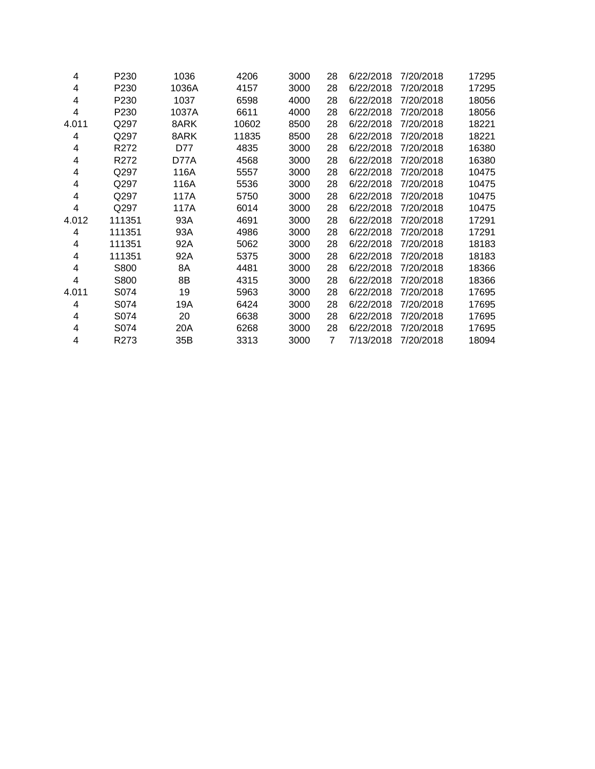| | | | | | | | | |
|---|---|---|---|---|---|---|---|---|
| 4 | P230 | 1036 | 4206 | 3000 | 28 | 6/22/2018 | 7/20/2018 | 17295 |
| 4 | P230 | 1036A | 4157 | 3000 | 28 | 6/22/2018 | 7/20/2018 | 17295 |
| 4 | P230 | 1037 | 6598 | 4000 | 28 | 6/22/2018 | 7/20/2018 | 18056 |
| 4 | P230 | 1037A | 6611 | 4000 | 28 | 6/22/2018 | 7/20/2018 | 18056 |
| 4.011 | Q297 | 8ARK | 10602 | 8500 | 28 | 6/22/2018 | 7/20/2018 | 18221 |
| 4 | Q297 | 8ARK | 11835 | 8500 | 28 | 6/22/2018 | 7/20/2018 | 18221 |
| 4 | R272 | D77 | 4835 | 3000 | 28 | 6/22/2018 | 7/20/2018 | 16380 |
| 4 | R272 | D77A | 4568 | 3000 | 28 | 6/22/2018 | 7/20/2018 | 16380 |
| 4 | Q297 | 116A | 5557 | 3000 | 28 | 6/22/2018 | 7/20/2018 | 10475 |
| 4 | Q297 | 116A | 5536 | 3000 | 28 | 6/22/2018 | 7/20/2018 | 10475 |
| 4 | Q297 | 117A | 5750 | 3000 | 28 | 6/22/2018 | 7/20/2018 | 10475 |
| 4 | Q297 | 117A | 6014 | 3000 | 28 | 6/22/2018 | 7/20/2018 | 10475 |
| 4.012 | 111351 | 93A | 4691 | 3000 | 28 | 6/22/2018 | 7/20/2018 | 17291 |
| 4 | 111351 | 93A | 4986 | 3000 | 28 | 6/22/2018 | 7/20/2018 | 17291 |
| 4 | 111351 | 92A | 5062 | 3000 | 28 | 6/22/2018 | 7/20/2018 | 18183 |
| 4 | 111351 | 92A | 5375 | 3000 | 28 | 6/22/2018 | 7/20/2018 | 18183 |
| 4 | S800 | 8A | 4481 | 3000 | 28 | 6/22/2018 | 7/20/2018 | 18366 |
| 4 | S800 | 8B | 4315 | 3000 | 28 | 6/22/2018 | 7/20/2018 | 18366 |
| 4.011 | S074 | 19 | 5963 | 3000 | 28 | 6/22/2018 | 7/20/2018 | 17695 |
| 4 | S074 | 19A | 6424 | 3000 | 28 | 6/22/2018 | 7/20/2018 | 17695 |
| 4 | S074 | 20 | 6638 | 3000 | 28 | 6/22/2018 | 7/20/2018 | 17695 |
| 4 | S074 | 20A | 6268 | 3000 | 28 | 6/22/2018 | 7/20/2018 | 17695 |
| 4 | R273 | 35B | 3313 | 3000 | 7 | 7/13/2018 | 7/20/2018 | 18094 |